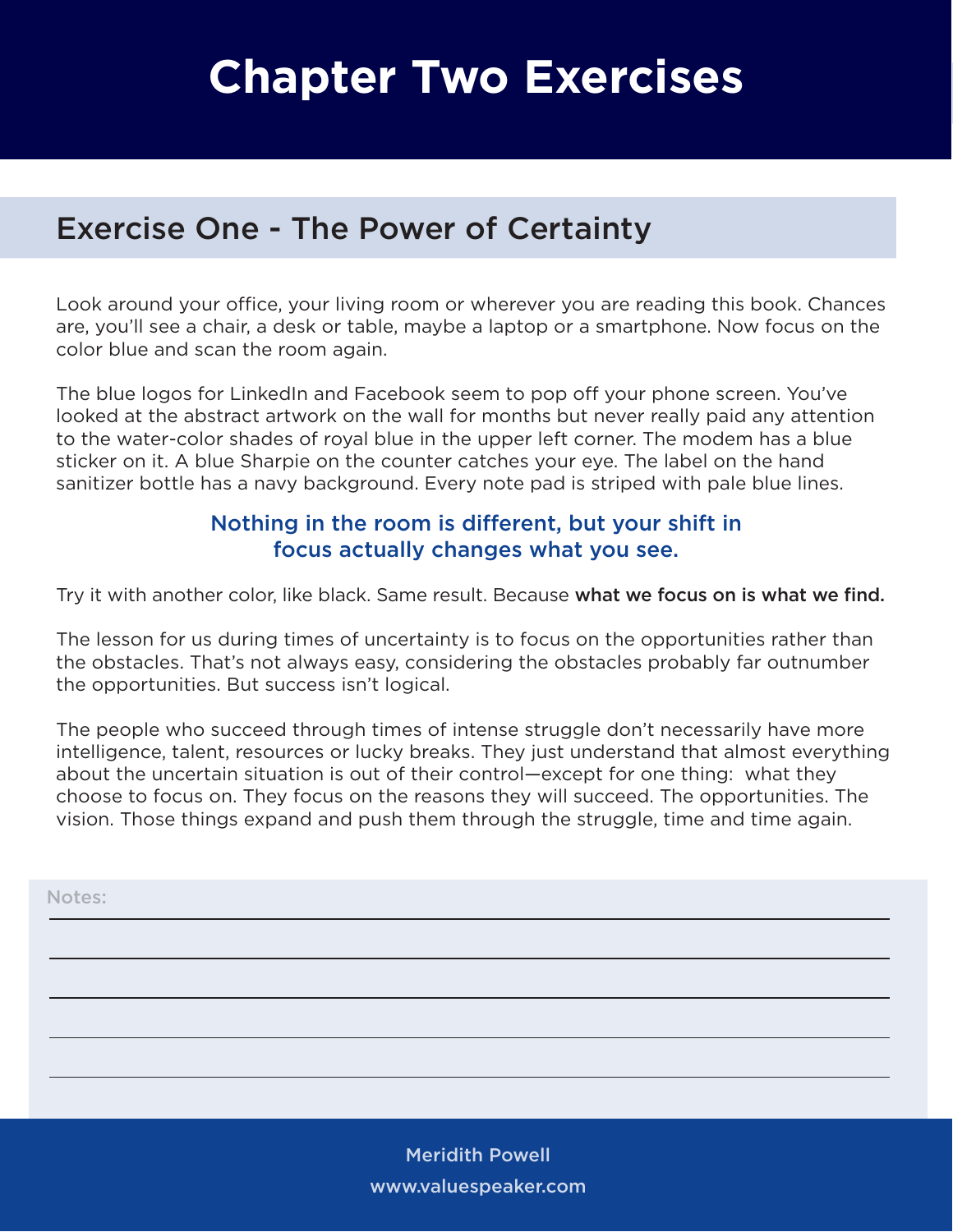# Chapter Two Exercises

## Exercise One - The Power of Certainty

Look around your office, your living room or wherever you are reading this book. Chances are, you'll see a chair, a desk or table, maybe a laptop or a smartphone. Now focus on the color blue and scan the room again.

The blue logos for LinkedIn and Facebook seem to pop off your phone screen. You've looked at the abstract artwork on the wall for months but never really paid any attention to the water-color shades of royal blue in the upper left corner. The modem has a blue sticker on it. A blue Sharpie on the counter catches your eye. The label on the hand sanitizer bottle has a navy background. Every note pad is striped with pale blue lines.

**Nothing in the room is different, but your shift in focus actually changes what you see.**

Try it with another color, like black. Same result. Because **what we focus on is what we find.**

The lesson for us during times of uncertainty is to focus on the opportunities rather than the obstacles. That's not always easy, considering the obstacles probably far outnumber the opportunities. But success isn't logical.

The people who succeed through times of intense struggle don't necessarily have more intelligence, talent, resources or lucky breaks. They just understand that almost everything about the uncertain situation is out of their control—except for one thing: what they choose to focus on. They focus on the reasons they will succeed. The opportunities. The vision. Those things expand and push them through the struggle, time and time again.

Notes:

Meridith Powell
www.valuespeaker.com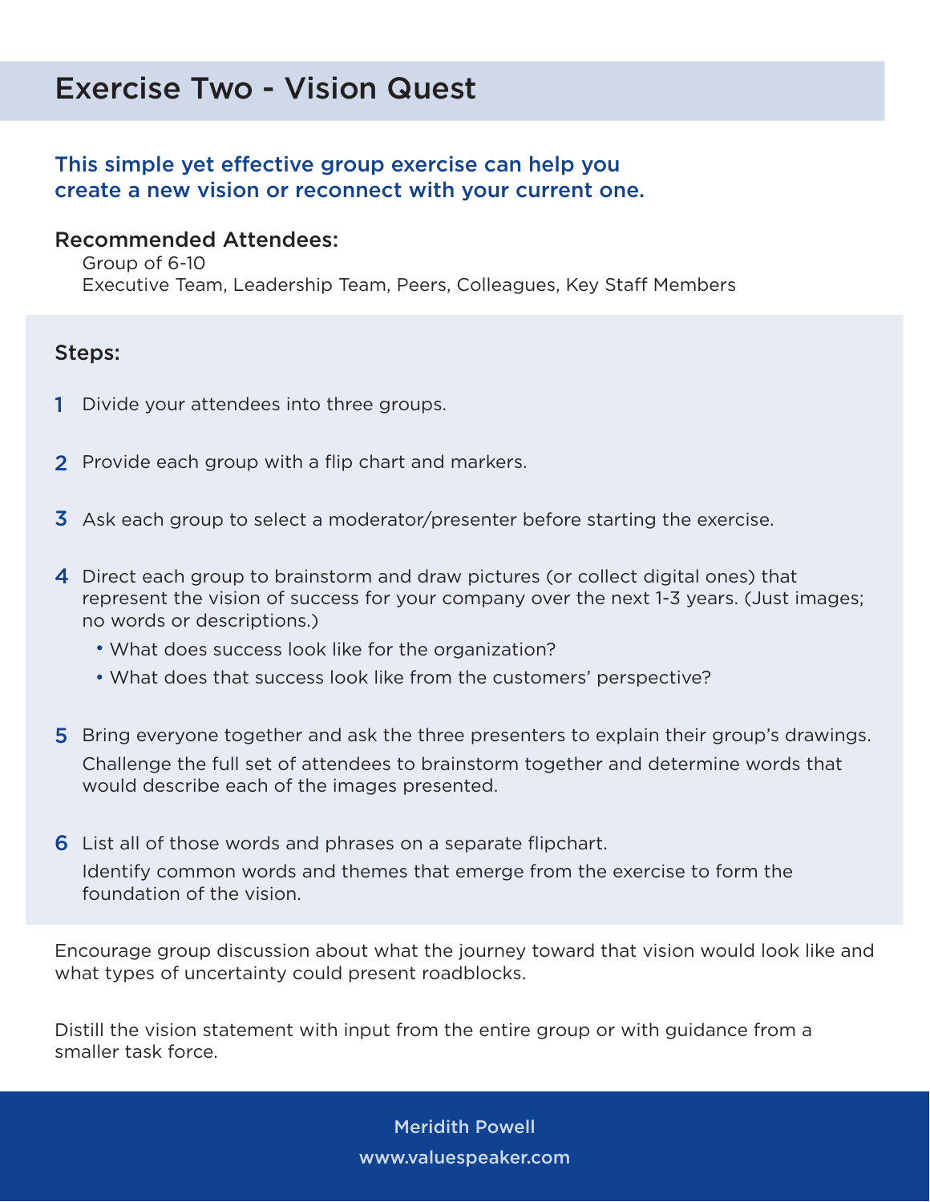# Exercise Two - Vision Quest

**This simple yet effective group exercise can help you create a new vision or reconnect with your current one.**

### Recommended Attendees:

Group of 6-10
Executive Team, Leadership Team, Peers, Colleagues, Key Staff Members

### Steps:

1. Divide your attendees into three groups.

2. Provide each group with a flip chart and markers.

3. Ask each group to select a moderator/presenter before starting the exercise.

4. Direct each group to brainstorm and draw pictures (or collect digital ones) that represent the vision of success for your company over the next 1-3 years. (Just images; no words or descriptions.)
   - What does success look like for the organization?
   - What does that success look like from the customers' perspective?

5. Bring everyone together and ask the three presenters to explain their group's drawings.
   Challenge the full set of attendees to brainstorm together and determine words that would describe each of the images presented.

6. List all of those words and phrases on a separate flipchart.
   Identify common words and themes that emerge from the exercise to form the foundation of the vision.

Encourage group discussion about what the journey toward that vision would look like and what types of uncertainty could present roadblocks.

Distill the vision statement with input from the entire group or with guidance from a smaller task force.

Meridith Powell
www.valuespeaker.com